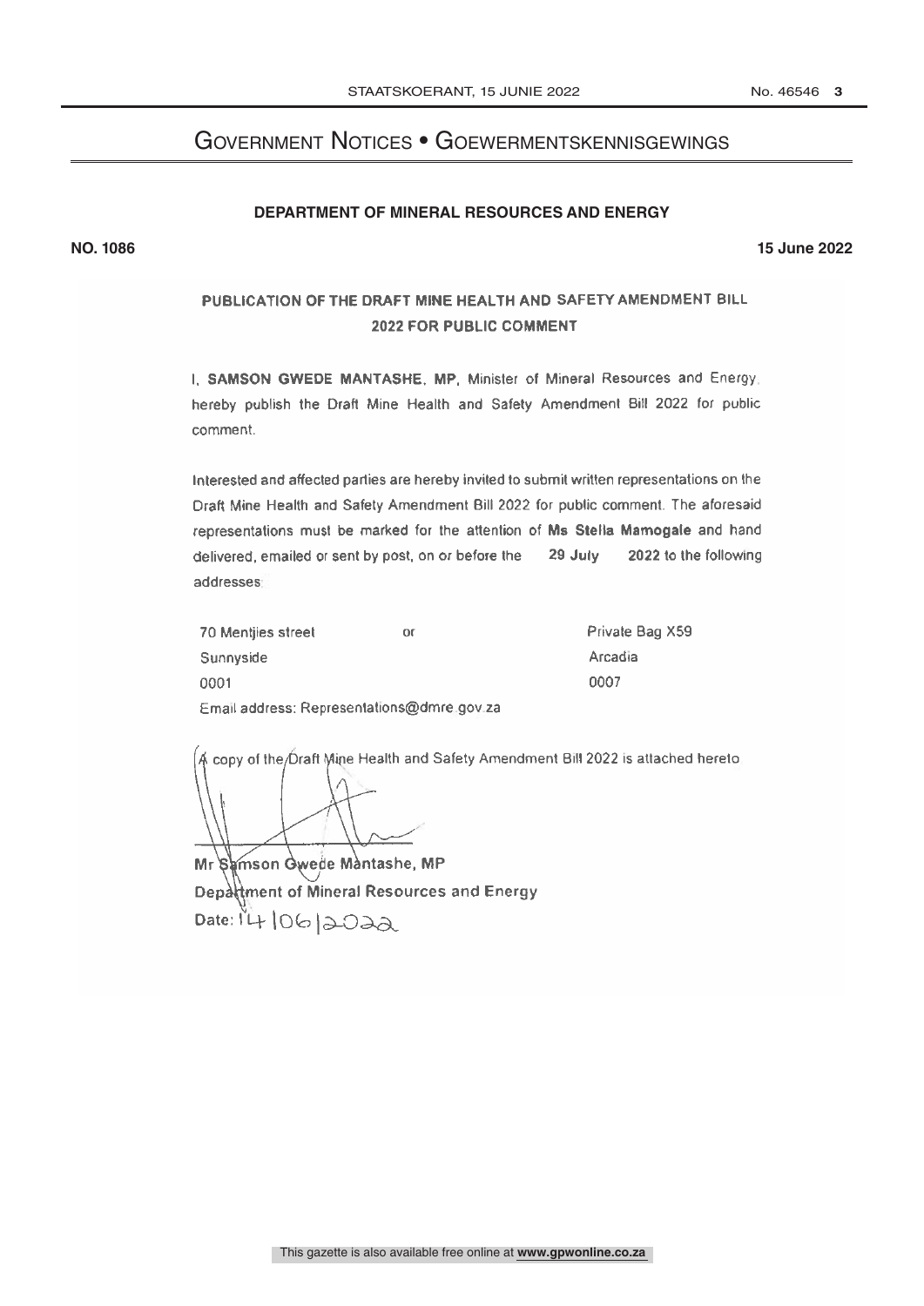# Government Notices • Goewermentskennisgewings

## DEPARTMENT OF MINERAL RESOURCES AND ENERGY

**NO. 1086** **15 June 2022**

### PUBLICATION OF THE DRAFT MINE HEALTH AND SAFETY AMENDMENT BILL 2022 FOR PUBLIC COMMENT

I, **SAMSON GWEDE MANTASHE, MP**, Minister of Mineral Resources and Energy, hereby publish the Draft Mine Health and Safety Amendment Bill 2022 for public comment.

Interested and affected parties are hereby invited to submit written representations on the Draft Mine Health and Safety Amendment Bill 2022 for public comment. The aforesaid representations must be marked for the attention of **Ms Stella Mamogale** and hand delivered, emailed or sent by post, on or before the **29 July 2022** to the following addresses:

| | | |
|---|---|---|
| 70 Mentjies street | or | Private Bag X59 |
| Sunnyside | | Arcadia |
| 0001 | | 0007 |

Email address: Representations@dmre.gov.za

A copy of the Draft Mine Health and Safety Amendment Bill 2022 is attached hereto

Mr Samson Gwede Mantashe, MP
Department of Mineral Resources and Energy
Date: 14/06/2022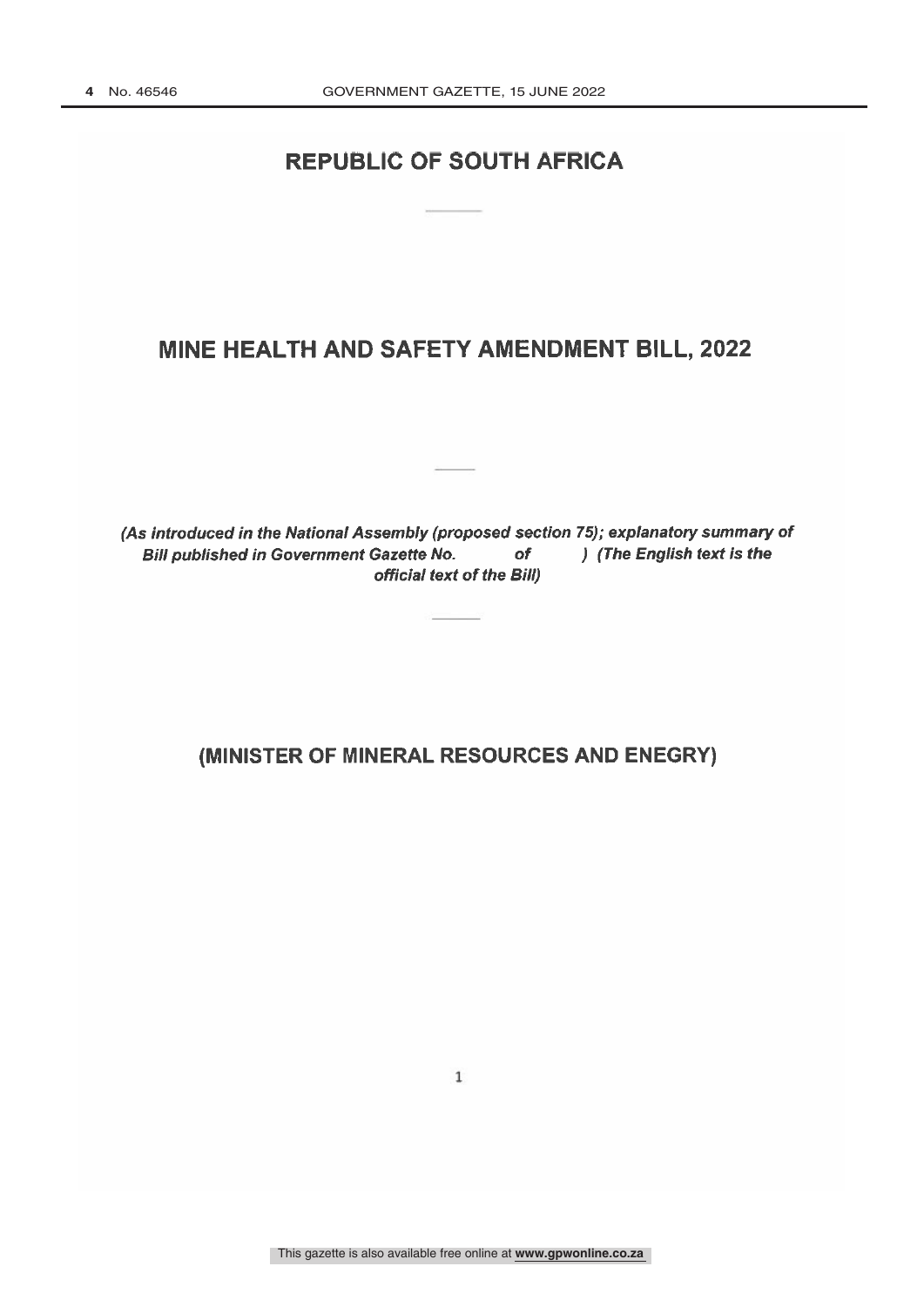# REPUBLIC OF SOUTH AFRICA

---

# MINE HEALTH AND SAFETY AMENDMENT BILL, 2022

---

*(As introduced in the National Assembly (proposed section 75); explanatory summary of Bill published in Government Gazette No. of ) (The English text is the official text of the Bill)*

---

## (MINISTER OF MINERAL RESOURCES AND ENEGRY)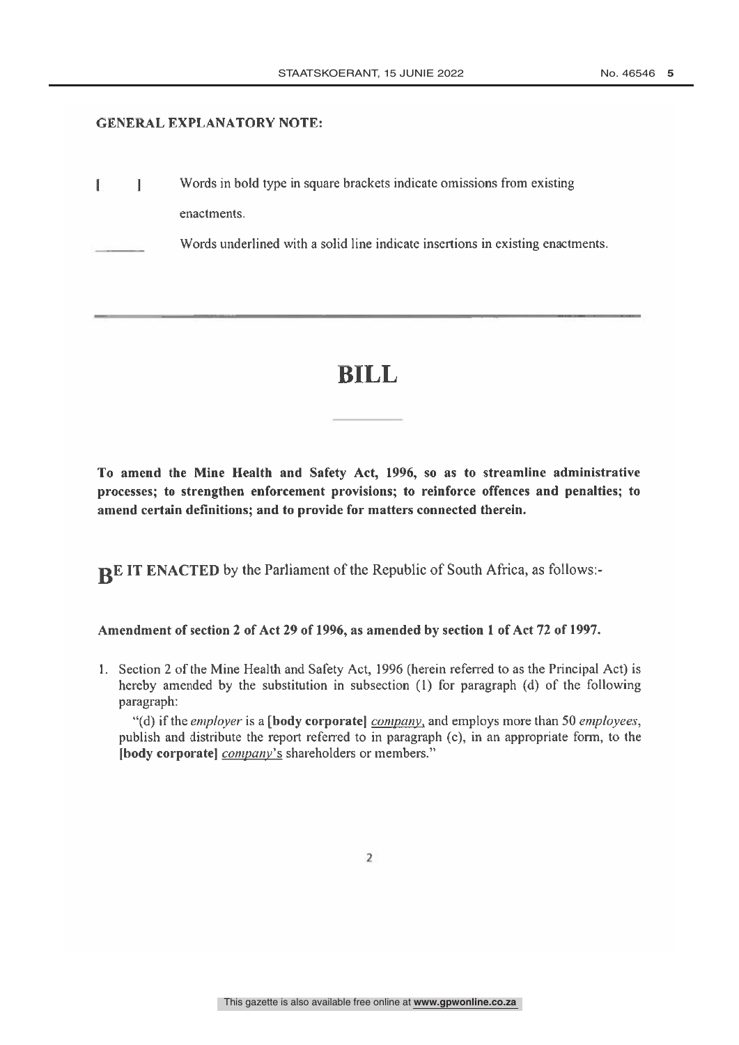**GENERAL EXPLANATORY NOTE:**

[ ] Words in bold type in square brackets indicate omissions from existing enactments.

\_\_\_\_\_\_ Words underlined with a solid line indicate insertions in existing enactments.

---

# BILL

**To amend the Mine Health and Safety Act, 1996, so as to streamline administrative processes; to strengthen enforcement provisions; to reinforce offences and penalties; to amend certain definitions; and to provide for matters connected therein.**

**BE IT ENACTED** by the Parliament of the Republic of South Africa, as follows:-

**Amendment of section 2 of Act 29 of 1996, as amended by section 1 of Act 72 of 1997.**

1. Section 2 of the Mine Health and Safety Act, 1996 (herein referred to as the Principal Act) is hereby amended by the substitution in subsection (1) for paragraph (d) of the following paragraph:

"(d) if the *employer* is a **[body corporate]** <u>*company*,</u> and employs more than 50 *employees*, publish and distribute the report referred to in paragraph (c), in an appropriate form, to the **[body corporate]** <u>*company*'s</u> shareholders or members."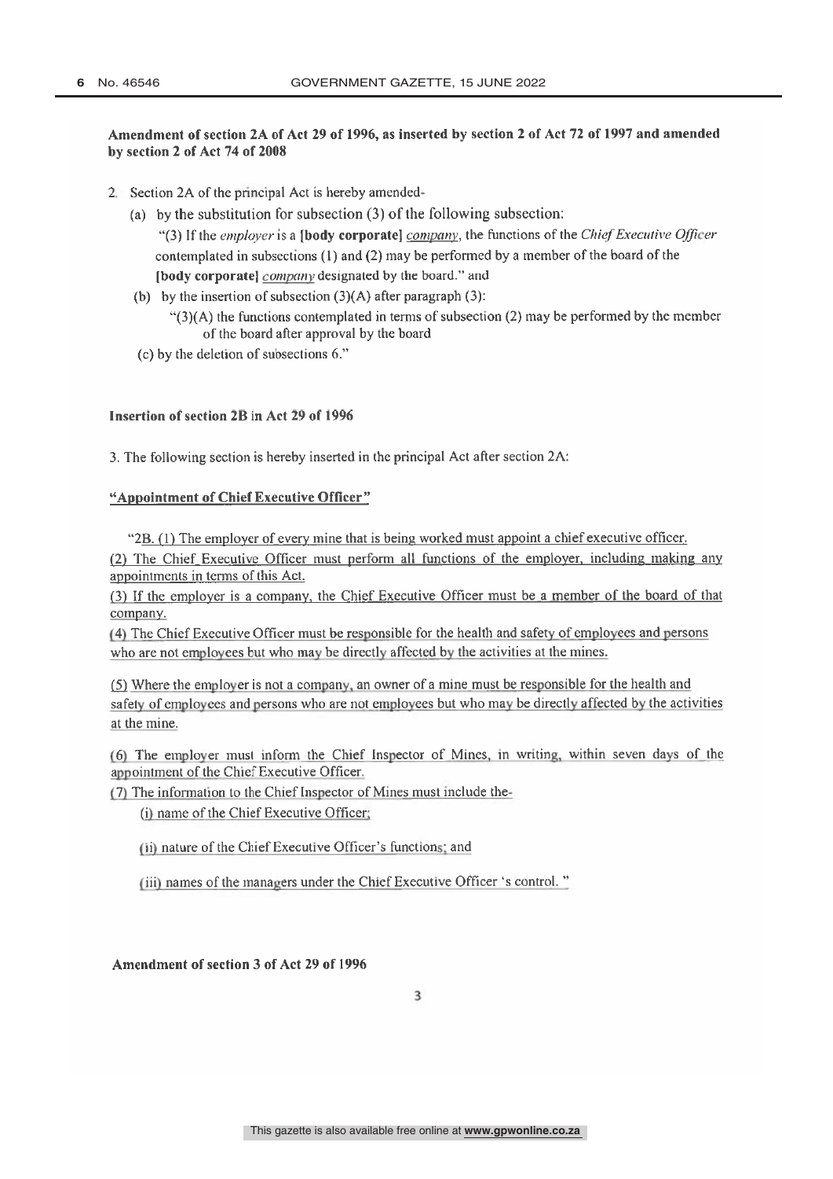**Amendment of section 2A of Act 29 of 1996, as inserted by section 2 of Act 72 of 1997 and amended by section 2 of Act 74 of 2008**

2. Section 2A of the principal Act is hereby amended-

(a) by the substitution for subsection (3) of the following subsection:

"(3) If the *employer* is a **[body corporate]** company, the functions of the *Chief Executive Officer* contemplated in subsections (1) and (2) may be performed by a member of the board of the **[body corporate]** company designated by the board." and

(b) by the insertion of subsection (3)(A) after paragraph (3):

"(3)(A) the functions contemplated in terms of subsection (2) may be performed by the member of the board after approval by the board

(c) by the deletion of subsections 6."

**Insertion of section 2B in Act 29 of 1996**

3. The following section is hereby inserted in the principal Act after section 2A:

**"Appointment of Chief Executive Officer"**

"2B. (1) The employer of every mine that is being worked must appoint a chief executive officer.

(2) The Chief Executive Officer must perform all functions of the employer, including making any appointments in terms of this Act.

(3) If the employer is a company, the Chief Executive Officer must be a member of the board of that company.

(4) The Chief Executive Officer must be responsible for the health and safety of employees and persons who are not employees but who may be directly affected by the activities at the mines.

(5) Where the employer is not a company, an owner of a mine must be responsible for the health and safety of employees and persons who are not employees but who may be directly affected by the activities at the mine.

(6) The employer must inform the Chief Inspector of Mines, in writing, within seven days of the appointment of the Chief Executive Officer.

(7) The information to the Chief Inspector of Mines must include the-

(i) name of the Chief Executive Officer;

(ii) nature of the Chief Executive Officer's functions; and

(iii) names of the managers under the Chief Executive Officer 's control. "

**Amendment of section 3 of Act 29 of 1996**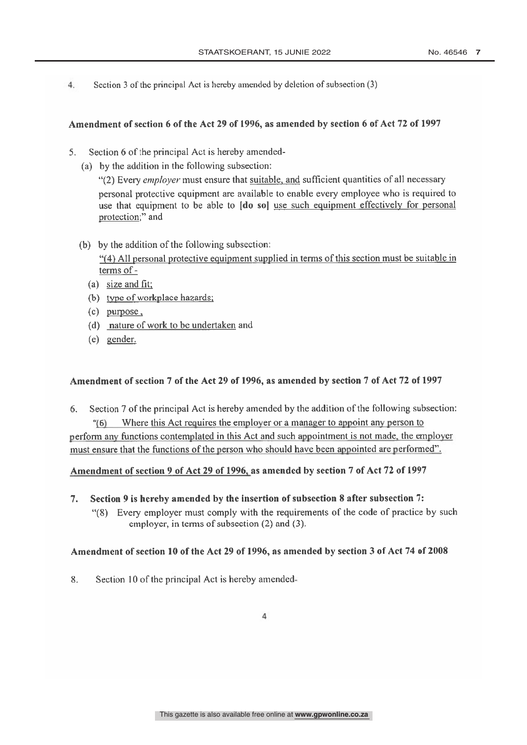4. Section 3 of the principal Act is hereby amended by deletion of subsection (3)

**Amendment of section 6 of the Act 29 of 1996, as amended by section 6 of Act 72 of 1997**

5. Section 6 of the principal Act is hereby amended-

   (a) by the addition in the following subsection:

   "(2) Every *employer* must ensure that suitable, and sufficient quantities of all necessary personal protective equipment are available to enable every employee who is required to use that equipment to be able to **[do so]** use such equipment effectively for personal protection;" and

   (b) by the addition of the following subsection:

   "(4) All personal protective equipment supplied in terms of this section must be suitable in terms of -

   (a) size and fit;

   (b) type of workplace hazards;

   (c) purpose ,

   (d) nature of work to be undertaken and

   (e) gender.

**Amendment of section 7 of the Act 29 of 1996, as amended by section 7 of Act 72 of 1997**

6. Section 7 of the principal Act is hereby amended by the addition of the following subsection:

"(6) Where this Act requires the employer or a manager to appoint any person to perform any functions contemplated in this Act and such appointment is not made, the employer must ensure that the functions of the person who should have been appointed are performed".

**Amendment of section 9 of Act 29 of 1996, as amended by section 7 of Act 72 of 1997**

**7. Section 9 is hereby amended by the insertion of subsection 8 after subsection 7:**

"(8) Every employer must comply with the requirements of the code of practice by such employer, in terms of subsection (2) and (3).

**Amendment of section 10 of the Act 29 of 1996, as amended by section 3 of Act 74 of 2008**

8. Section 10 of the principal Act is hereby amended-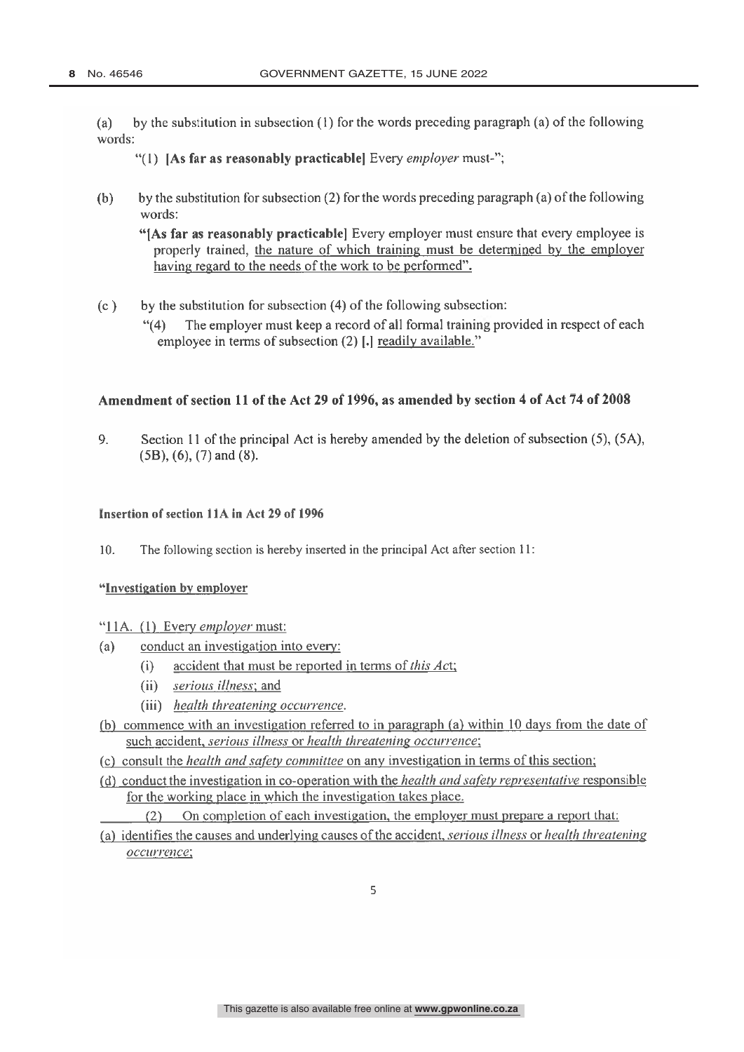(a) by the substitution in subsection (1) for the words preceding paragraph (a) of the following words:

"(1) **[As far as reasonably practicable]** Every *employer* must-";

(b) by the substitution for subsection (2) for the words preceding paragraph (a) of the following words:

"**[As far as reasonably practicable]** Every employer must ensure that every employee is properly trained, <u>the nature of which training must be determined by the employer having regard to the needs of the work to be performed</u>".

(c ) by the substitution for subsection (4) of the following subsection:

"(4) The employer must keep a record of all formal training provided in respect of each employee in terms of subsection (2) **[.]** <u>readily available.</u>"

**Amendment of section 11 of the Act 29 of 1996, as amended by section 4 of Act 74 of 2008**

9. Section 11 of the principal Act is hereby amended by the deletion of subsection (5), (5A), (5B), (6), (7) and (8).

**Insertion of section 11A in Act 29 of 1996**

10. The following section is hereby inserted in the principal Act after section 11:

"**<u>Investigation by employer</u>**

"<u>11A. (1) Every *employer* must:</u>

(a) <u>conduct an investigation into every:</u>

(i) <u>accident that must be reported in terms of *this Act*;</u>

(ii) <u>*serious illness*; and</u>

(iii) <u>*health threatening occurrence*.</u>

<u>(b) commence with an investigation referred to in paragraph (a) within 10 days from the date of such accident, *serious illness* or *health threatening occurrence*;</u>

<u>(c) consult the *health and safety committee* on any investigation in terms of this section;</u>

<u>(d) conduct the investigation in co-operation with the *health and safety representative* responsible for the working place in which the investigation takes place.</u>

<u>(2) On completion of each investigation, the employer must prepare a report that:</u>

<u>(a) identifies the causes and underlying causes of the accident, *serious illness* or *health threatening occurrence*;</u>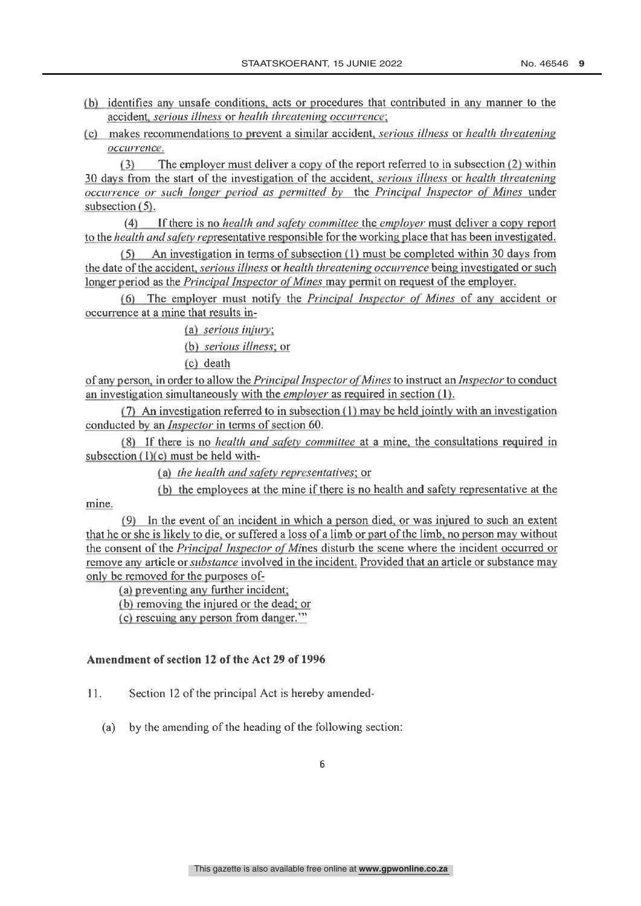(b) identifies any unsafe conditions, acts or procedures that contributed in any manner to the accident, *serious illness* or *health threatening occurrence*;

(c) makes recommendations to prevent a similar accident, *serious illness* or *health threatening occurrence*.

(3) The employer must deliver a copy of the report referred to in subsection (2) within 30 days from the start of the investigation of the accident, *serious illness* or *health threatening occurrence or such longer period as permitted by* the *Principal Inspector of Mines* under subsection (5).

(4) If there is no *health and safety committee* the *employer* must deliver a copy report to the *health and safety rep*resentative responsible for the working place that has been investigated.

(5) An investigation in terms of subsection (1) must be completed within 30 days from the date of the accident, *serious illness* or *health threatening occurrence* being investigated or such longer period as the *Principal Inspector of Mines* may permit on request of the employer.

(6) The employer must notify the *Principal Inspector of Mines* of any accident or occurrence at a mine that results in-

(a) *serious injury*;

(b) *serious illness*; or

(c) death

of any person, in order to allow the *Principal Inspector of Mines* to instruct an *Inspector* to conduct an investigation simultaneously with the *employer* as required in section (1).

(7) An investigation referred to in subsection (1) may be held jointly with an investigation conducted by an *Inspector* in terms of section 60.

(8) If there is no *health and safety committee* at a mine, the consultations required in subsection (1)(c) must be held with-

(a) *the health and safety representatives*; or

(b) the employees at the mine if there is no health and safety representative at the mine.

(9) In the event of an incident in which a person died, or was injured to such an extent that he or she is likely to die, or suffered a loss of a limb or part of the limb, no person may without the consent of the *Principal Inspector of Mi*nes disturb the scene where the incident occurred or remove any article or *substance* involved in the incident. Provided that an article or substance may only be removed for the purposes of-

(a) preventing any further incident;

(b) removing the injured or the dead; or

(c) rescuing any person from danger.'"

**Amendment of section 12 of the Act 29 of 1996**

11. Section 12 of the principal Act is hereby amended-

(a) by the amending of the heading of the following section: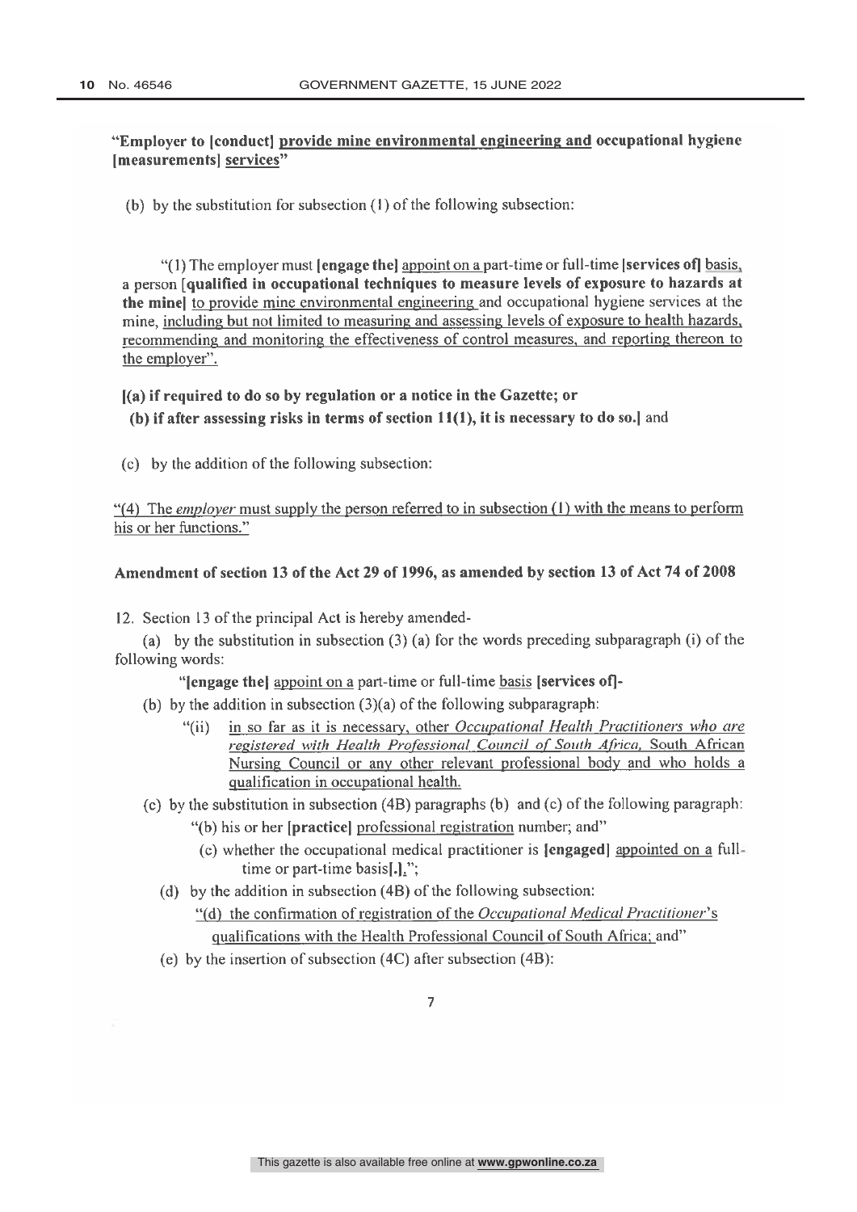**"Employer to [conduct] provide mine environmental engineering and occupational hygiene [measurements] services"**

(b) by the substitution for subsection (1) of the following subsection:

"(1) The employer must **[engage the]** appoint on a part-time or full-time **[services of]** basis, a person **[qualified in occupational techniques to measure levels of exposure to hazards at the mine]** to provide mine environmental engineering and occupational hygiene services at the mine, including but not limited to measuring and assessing levels of exposure to health hazards, recommending and monitoring the effectiveness of control measures, and reporting thereon to the employer".

**[(a) if required to do so by regulation or a notice in the Gazette; or**

**(b) if after assessing risks in terms of section 11(1), it is necessary to do so.]** and

(c) by the addition of the following subsection:

"(4) The *employer* must supply the person referred to in subsection (1) with the means to perform his or her functions."

**Amendment of section 13 of the Act 29 of 1996, as amended by section 13 of Act 74 of 2008**

12. Section 13 of the principal Act is hereby amended-

(a) by the substitution in subsection (3) (a) for the words preceding subparagraph (i) of the following words:

"**[engage the]** appoint on a part-time or full-time basis **[services of]**-

(b) by the addition in subsection (3)(a) of the following subparagraph:

"(ii) in so far as it is necessary, other *Occupational Health Practitioners who are registered with Health Professional Council of South Africa,* South African Nursing Council or any other relevant professional body and who holds a qualification in occupational health.

(c) by the substitution in subsection (4B) paragraphs (b) and (c) of the following paragraph:

"(b) his or her **[practice]** professional registration number; and"

(c) whether the occupational medical practitioner is **[engaged]** appointed on a full-time or part-time basis**[.]**;";

(d) by the addition in subsection (4B) of the following subsection:

"(d) the confirmation of registration of the *Occupational Medical Practitioner*'s qualifications with the Health Professional Council of South Africa; and"

(e) by the insertion of subsection (4C) after subsection (4B):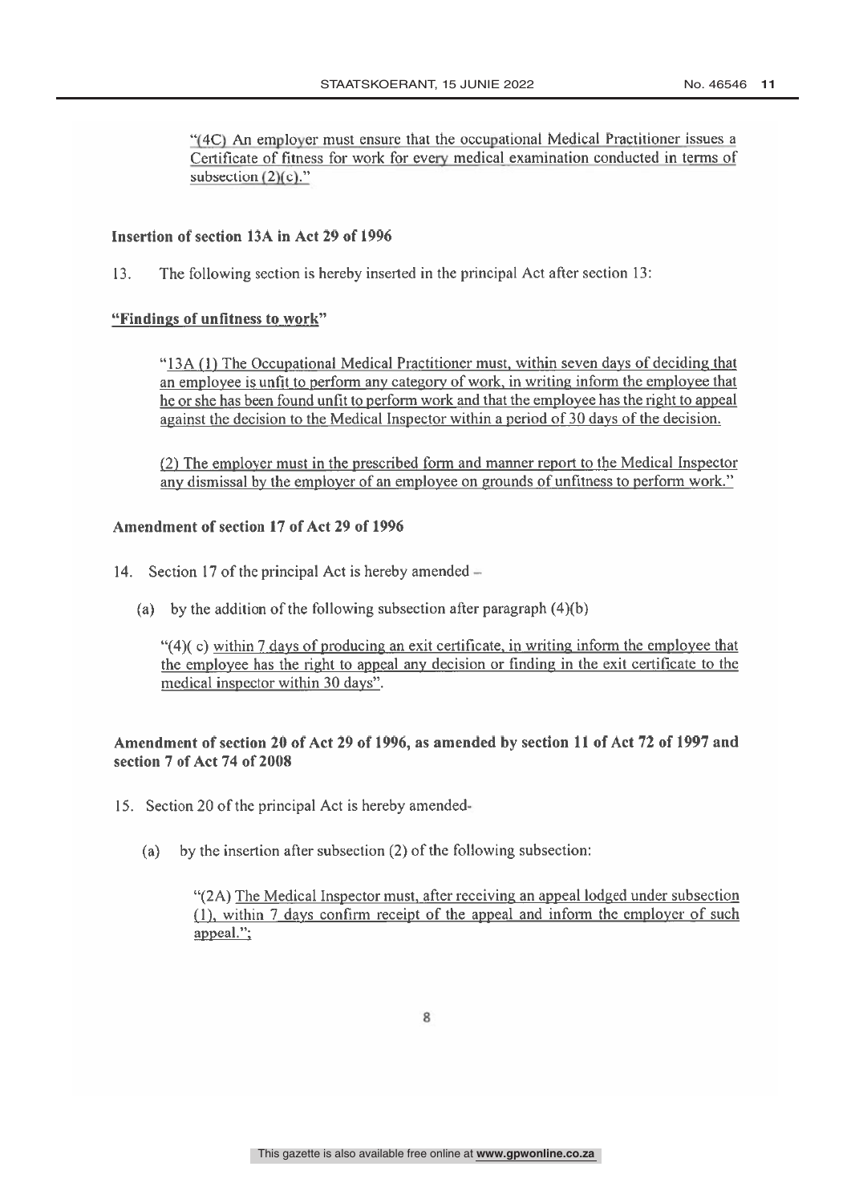"(4C) An employer must ensure that the occupational Medical Practitioner issues a Certificate of fitness for work for every medical examination conducted in terms of subsection (2)(c)."

**Insertion of section 13A in Act 29 of 1996**

13. The following section is hereby inserted in the principal Act after section 13:

**"Findings of unfitness to work"**

"13A (1) The Occupational Medical Practitioner must, within seven days of deciding that an employee is unfit to perform any category of work, in writing inform the employee that he or she has been found unfit to perform work and that the employee has the right to appeal against the decision to the Medical Inspector within a period of 30 days of the decision.

(2) The employer must in the prescribed form and manner report to the Medical Inspector any dismissal by the employer of an employee on grounds of unfitness to perform work."

**Amendment of section 17 of Act 29 of 1996**

14. Section 17 of the principal Act is hereby amended –

(a) by the addition of the following subsection after paragraph (4)(b)

"(4)( c) within 7 days of producing an exit certificate, in writing inform the employee that the employee has the right to appeal any decision or finding in the exit certificate to the medical inspector within 30 days".

**Amendment of section 20 of Act 29 of 1996, as amended by section 11 of Act 72 of 1997 and section 7 of Act 74 of 2008**

15. Section 20 of the principal Act is hereby amended-

(a) by the insertion after subsection (2) of the following subsection:

"(2A) The Medical Inspector must, after receiving an appeal lodged under subsection (1), within 7 days confirm receipt of the appeal and inform the employer of such appeal.";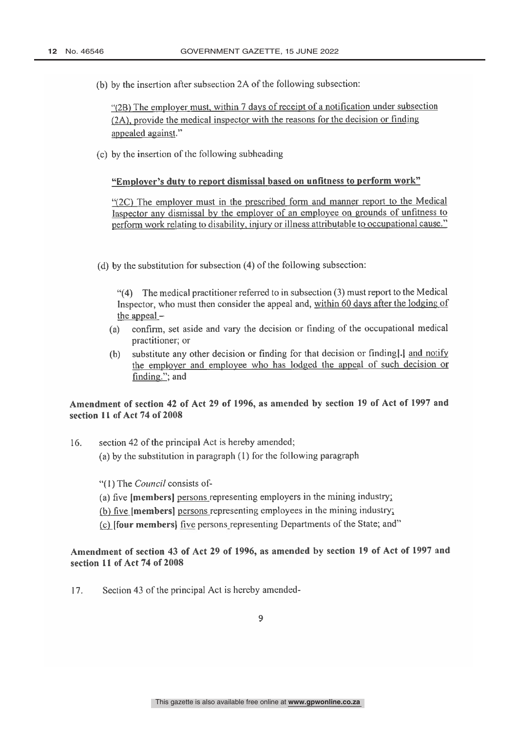(b) by the insertion after subsection 2A of the following subsection:

"(2B) The employer must, within 7 days of receipt of a notification under subsection (2A), provide the medical inspector with the reasons for the decision or finding appealed against."

(c) by the insertion of the following subheading

**"Employer's duty to report dismissal based on unfitness to perform work"**

"(2C) The employer must in the prescribed form and manner report to the Medical Inspector any dismissal by the employer of an employee on grounds of unfitness to perform work relating to disability, injury or illness attributable to occupational cause."

(d) by the substitution for subsection (4) of the following subsection:

"(4) The medical practitioner referred to in subsection (3) must report to the Medical Inspector, who must then consider the appeal and, within 60 days after the lodging of the appeal –

(a) confirm, set aside and vary the decision or finding of the occupational medical practitioner; or

(b) substitute any other decision or finding for that decision or finding**[.]** and notify the employer and employee who has lodged the appeal of such decision or finding."; and

**Amendment of section 42 of Act 29 of 1996, as amended by section 19 of Act of 1997 and section 11 of Act 74 of 2008**

16. section 42 of the principal Act is hereby amended;

(a) by the substitution in paragraph (1) for the following paragraph

"(1) The *Council* consists of-

(a) five **[members]** persons representing employers in the mining industry;

(b) five **[members]** persons representing employees in the mining industry;

(c) **[four members]** five persons representing Departments of the State; and"

**Amendment of section 43 of Act 29 of 1996, as amended by section 19 of Act of 1997 and section 11 of Act 74 of 2008**

17. Section 43 of the principal Act is hereby amended-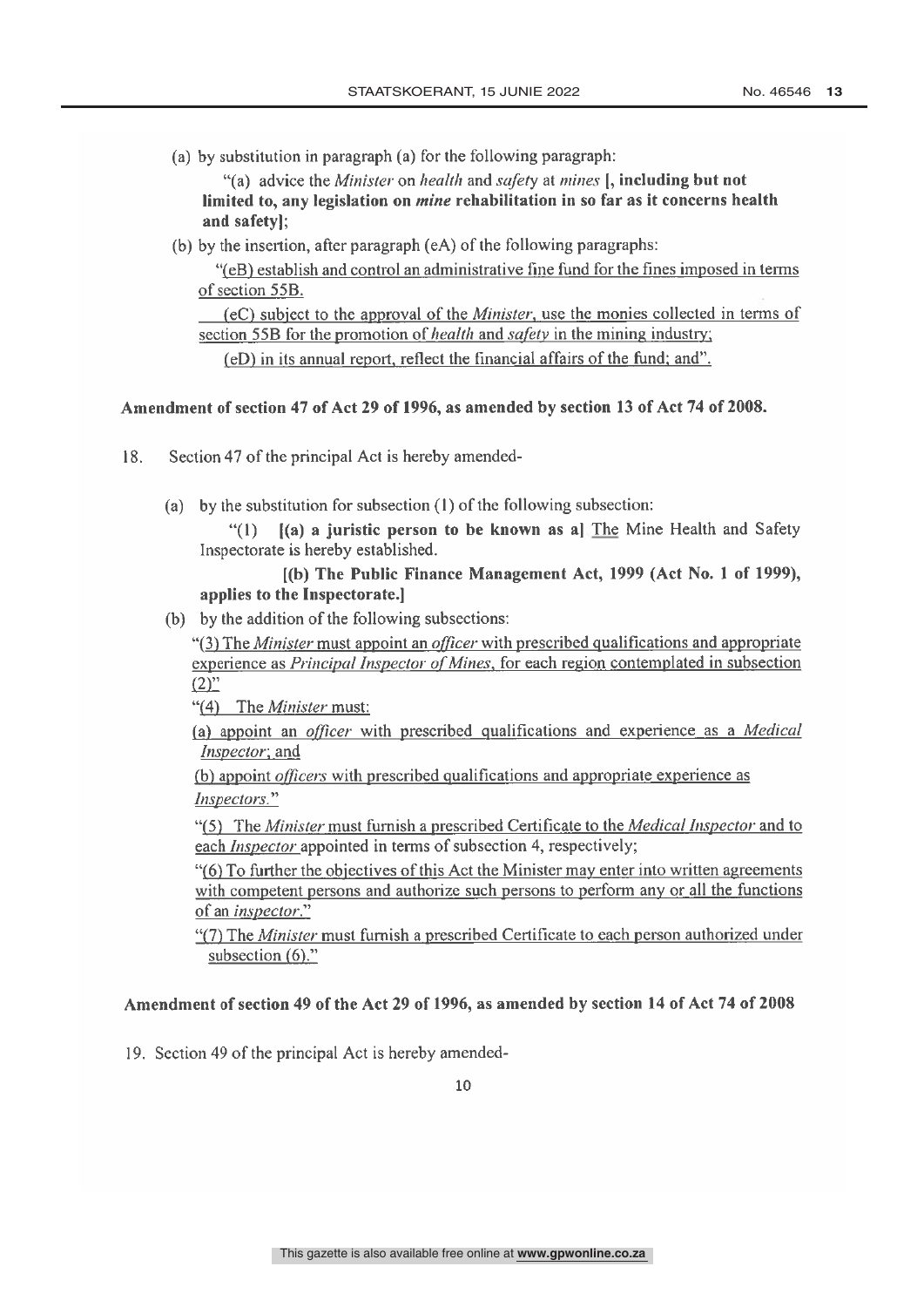(a) by substitution in paragraph (a) for the following paragraph:

"(a) advice the *Minister* on *health* and *safety* at *mines* **[, including but not limited to, any legislation on *mine* rehabilitation in so far as it concerns health and safety]**;

(b) by the insertion, after paragraph (eA) of the following paragraphs:

"<u>(eB) establish and control an administrative fine fund for the fines imposed in terms of section 55B.</u>

<u>(eC) subject to the approval of the *Minister*, use the monies collected in terms of section 55B for the promotion of *health* and *safety* in the mining industry;</u>

<u>(eD) in its annual report, reflect the financial affairs of the fund; and</u>".

**Amendment of section 47 of Act 29 of 1996, as amended by section 13 of Act 74 of 2008.**

18. Section 47 of the principal Act is hereby amended-

(a) by the substitution for subsection (1) of the following subsection:

"(1) **[(a) a juristic person to be known as a]** <u>The</u> Mine Health and Safety Inspectorate is hereby established.

**[(b) The Public Finance Management Act, 1999 (Act No. 1 of 1999), applies to the Inspectorate.]**

(b) by the addition of the following subsections:

"<u>(3) The *Minister* must appoint an *officer* with prescribed qualifications and appropriate experience as *Principal Inspector of Mines*, for each region contemplated in subsection (2)</u>"

"<u>(4) The *Minister* must:</u>

<u>(a) appoint an *officer* with prescribed qualifications and experience as a *Medical Inspector*; and</u>

<u>(b) appoint *officers* with prescribed qualifications and appropriate experience as *Inspectors*.</u>"

"<u>(5) The *Minister* must furnish a prescribed Certificate to the *Medical Inspector* and to each *Inspector* appointed in terms of subsection 4, respectively;</u>

"<u>(6) To further the objectives of this Act the Minister may enter into written agreements with competent persons and authorize such persons to perform any or all the functions of an *inspector*.</u>"

"<u>(7) The *Minister* must furnish a prescribed Certificate to each person authorized under subsection (6).</u>"

**Amendment of section 49 of the Act 29 of 1996, as amended by section 14 of Act 74 of 2008**

19. Section 49 of the principal Act is hereby amended-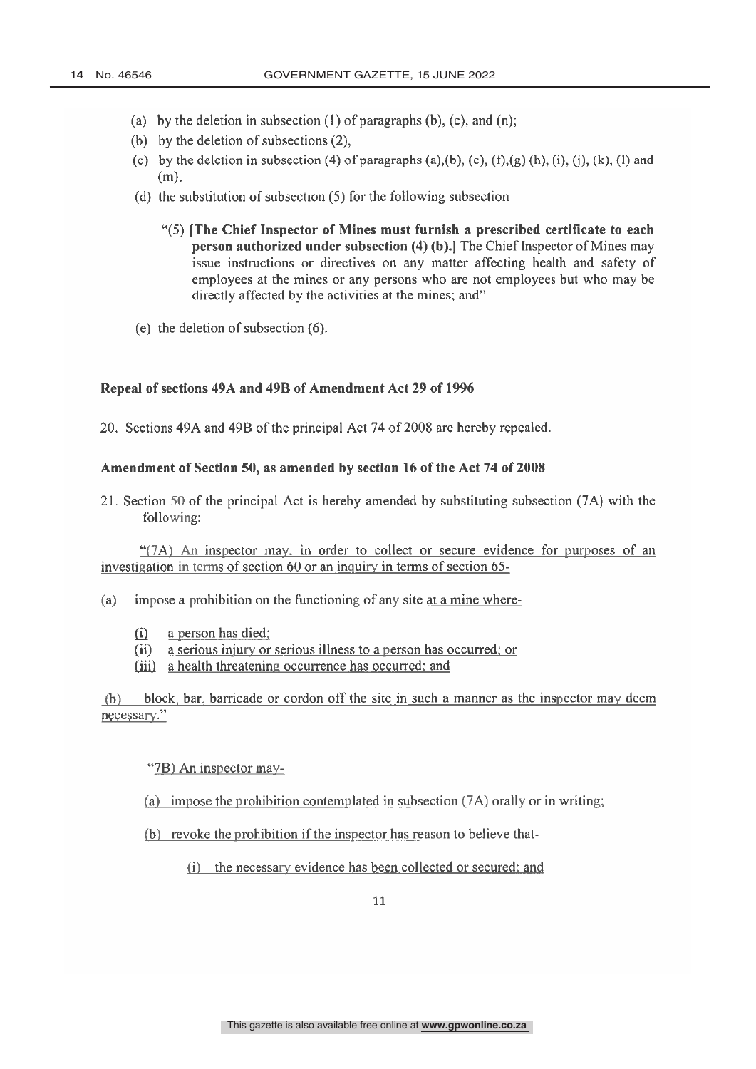(a) by the deletion in subsection (1) of paragraphs (b), (c), and (n);

(b) by the deletion of subsections (2),

(c) by the deletion in subsection (4) of paragraphs (a),(b), (c), (f),(g) (h), (i), (j), (k), (l) and (m),

(d) the substitution of subsection (5) for the following subsection

> "(5) **[The Chief Inspector of Mines must furnish a prescribed certificate to each person authorized under subsection (4) (b).]** The Chief Inspector of Mines may issue instructions or directives on any matter affecting health and safety of employees at the mines or any persons who are not employees but who may be directly affected by the activities at the mines; and"

(e) the deletion of subsection (6).

**Repeal of sections 49A and 49B of Amendment Act 29 of 1996**

20. Sections 49A and 49B of the principal Act 74 of 2008 are hereby repealed.

**Amendment of Section 50, as amended by section 16 of the Act 74 of 2008**

21. Section 50 of the principal Act is hereby amended by substituting subsection (7A) with the following:

"(7A) An inspector may, in order to collect or secure evidence for purposes of an investigation in terms of section 60 or an inquiry in terms of section 65-

(a) impose a prohibition on the functioning of any site at a mine where-

(i) a person has died;

(ii) a serious injury or serious illness to a person has occurred; or

(iii) a health threatening occurrence has occurred; and

(b) block, bar, barricade or cordon off the site in such a manner as the inspector may deem necessary."

"7B) An inspector may-

(a) impose the prohibition contemplated in subsection (7A) orally or in writing;

(b) revoke the prohibition if the inspector has reason to believe that-

(i) the necessary evidence has been collected or secured; and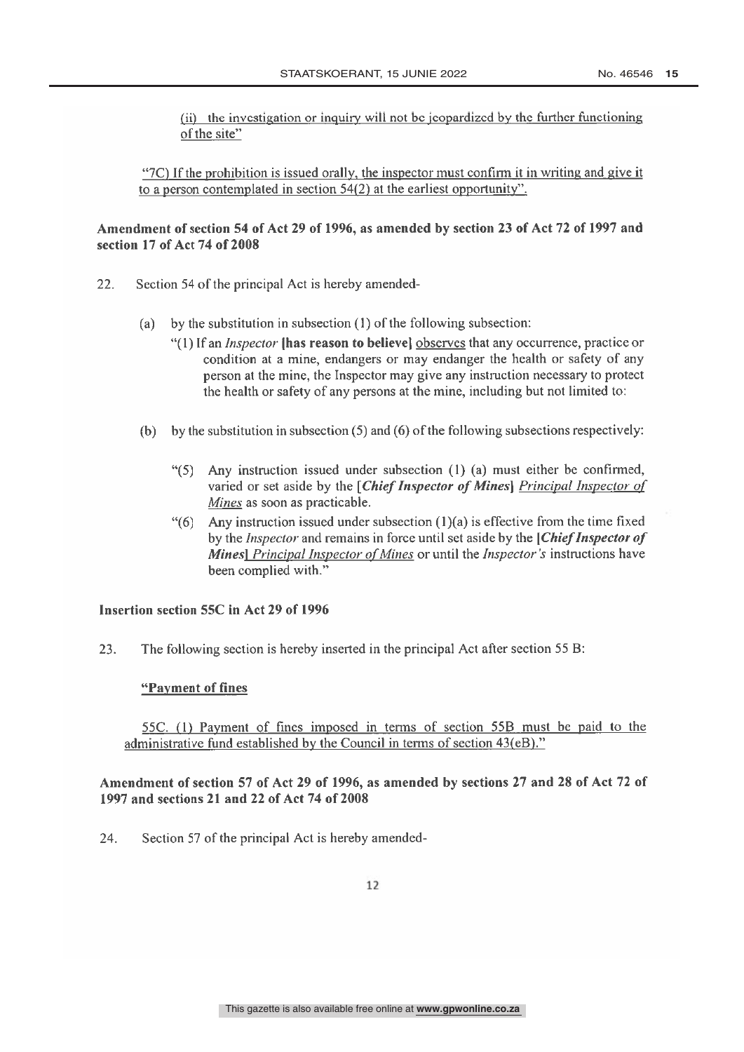(ii) the investigation or inquiry will not be jeopardized by the further functioning of the site"

"7C) If the prohibition is issued orally, the inspector must confirm it in writing and give it to a person contemplated in section 54(2) at the earliest opportunity".

**Amendment of section 54 of Act 29 of 1996, as amended by section 23 of Act 72 of 1997 and section 17 of Act 74 of 2008**

22. Section 54 of the principal Act is hereby amended-

(a) by the substitution in subsection (1) of the following subsection:

"(1) If an *Inspector* **[has reason to believe]** observes that any occurrence, practice or condition at a mine, endangers or may endanger the health or safety of any person at the mine, the Inspector may give any instruction necessary to protect the health or safety of any persons at the mine, including but not limited to:

(b) by the substitution in subsection (5) and (6) of the following subsections respectively:

"(5) Any instruction issued under subsection (1) (a) must either be confirmed, varied or set aside by the [***Chief Inspector of Mines***] *Principal Inspector of Mines* as soon as practicable.

"(6) Any instruction issued under subsection (1)(a) is effective from the time fixed by the *Inspector* and remains in force until set aside by the [***Chief Inspector of Mines***] *Principal Inspector of Mines* or until the *Inspector's* instructions have been complied with."

**Insertion section 55C in Act 29 of 1996**

23. The following section is hereby inserted in the principal Act after section 55 B:

**"Payment of fines**

55C. (1) Payment of fines imposed in terms of section 55B must be paid to the administrative fund established by the Council in terms of section 43(eB)."

**Amendment of section 57 of Act 29 of 1996, as amended by sections 27 and 28 of Act 72 of 1997 and sections 21 and 22 of Act 74 of 2008**

24. Section 57 of the principal Act is hereby amended-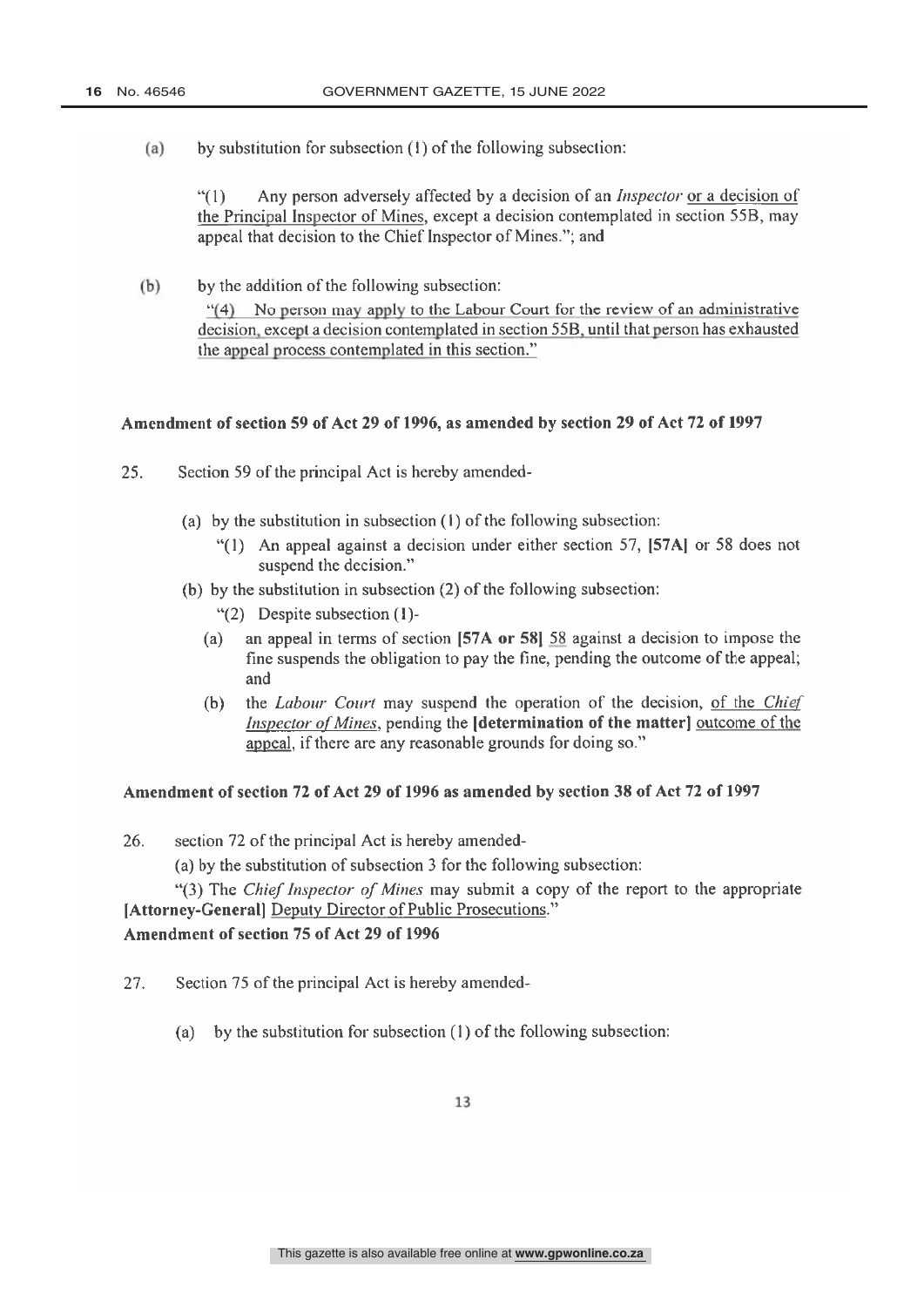(a) by substitution for subsection (1) of the following subsection:

"(1) Any person adversely affected by a decision of an *Inspector* or a decision of the Principal Inspector of Mines, except a decision contemplated in section 55B, may appeal that decision to the Chief Inspector of Mines."; and

(b) by the addition of the following subsection:

"(4) No person may apply to the Labour Court for the review of an administrative decision, except a decision contemplated in section 55B, until that person has exhausted the appeal process contemplated in this section."

**Amendment of section 59 of Act 29 of 1996, as amended by section 29 of Act 72 of 1997**

25. Section 59 of the principal Act is hereby amended-

(a) by the substitution in subsection (1) of the following subsection:

"(1) An appeal against a decision under either section 57, **[57A]** or 58 does not suspend the decision."

(b) by the substitution in subsection (2) of the following subsection:

"(2) Despite subsection (1)-

(a) an appeal in terms of section **[57A or 58]** 58 against a decision to impose the fine suspends the obligation to pay the fine, pending the outcome of the appeal; and

(b) the *Labour Court* may suspend the operation of the decision, of the *Chief Inspector of Mines*, pending the **[determination of the matter]** outcome of the appeal, if there are any reasonable grounds for doing so."

**Amendment of section 72 of Act 29 of 1996 as amended by section 38 of Act 72 of 1997**

26. section 72 of the principal Act is hereby amended-

(a) by the substitution of subsection 3 for the following subsection:

"(3) The *Chief Inspector of Mines* may submit a copy of the report to the appropriate **[Attorney-General]** Deputy Director of Public Prosecutions."

**Amendment of section 75 of Act 29 of 1996**

27. Section 75 of the principal Act is hereby amended-

(a) by the substitution for subsection (1) of the following subsection: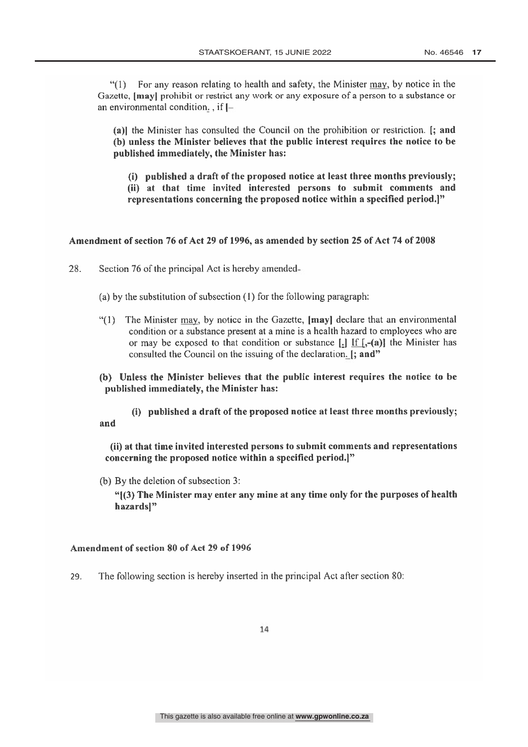"(1) For any reason relating to health and safety, the Minister may, by notice in the Gazette, **[may]** prohibit or restrict any work or any exposure of a person to a substance or an environmental condition. , if **[**–

**(a)]** the Minister has consulted the Council on the prohibition or restriction. **[; and**
**(b) unless the Minister believes that the public interest requires the notice to be published immediately, the Minister has:**

**(i) published a draft of the proposed notice at least three months previously;**
**(ii) at that time invited interested persons to submit comments and representations concerning the proposed notice within a specified period.]"**

**Amendment of section 76 of Act 29 of 1996, as amended by section 25 of Act 74 of 2008**

28. Section 76 of the principal Act is hereby amended-

(a) by the substitution of subsection (1) for the following paragraph:

"(1) The Minister may, by notice in the Gazette, **[may]** declare that an environmental condition or a substance present at a mine is a health hazard to employees who are or may be exposed to that condition or substance **[.]** If **[,-(a)]** the Minister has consulted the Council on the issuing of the declaration. **[; and"**

**(b) Unless the Minister believes that the public interest requires the notice to be published immediately, the Minister has:**

**(i) published a draft of the proposed notice at least three months previously; and**

**(ii) at that time invited interested persons to submit comments and representations concerning the proposed notice within a specified period.]"**

(b) By the deletion of subsection 3:

**"[(3) The Minister may enter any mine at any time only for the purposes of health hazards]"**

**Amendment of section 80 of Act 29 of 1996**

29. The following section is hereby inserted in the principal Act after section 80: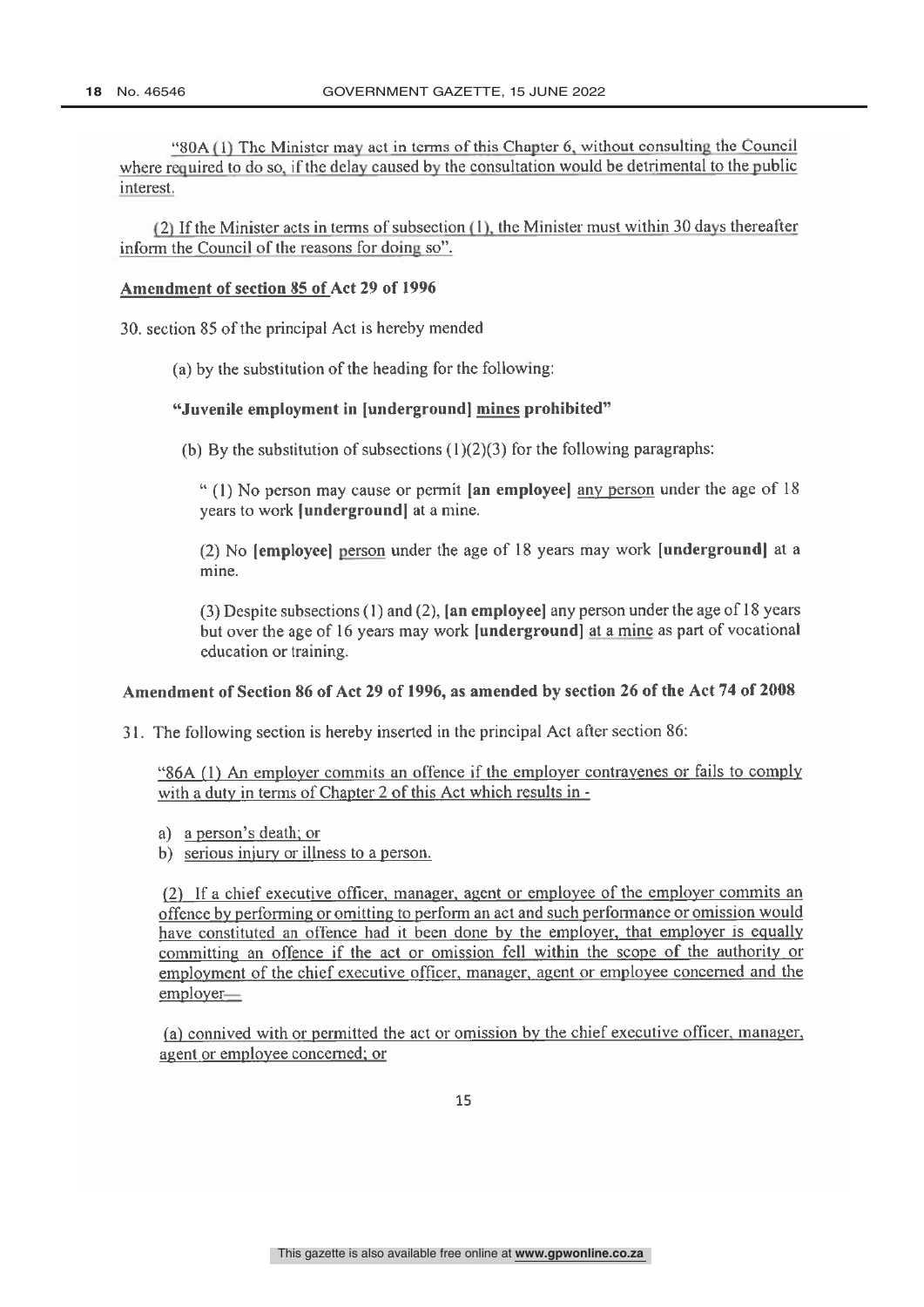"80A (1) The Minister may act in terms of this Chapter 6, without consulting the Council where required to do so, if the delay caused by the consultation would be detrimental to the public interest.

(2) If the Minister acts in terms of subsection (1), the Minister must within 30 days thereafter inform the Council of the reasons for doing so".

**Amendment of section 85 of Act 29 of 1996**

30. section 85 of the principal Act is hereby mended

(a) by the substitution of the heading for the following:

**"Juvenile employment in [underground] mines prohibited"**

(b) By the substitution of subsections (1)(2)(3) for the following paragraphs:

" (1) No person may cause or permit **[an employee]** any person under the age of 18 years to work **[underground]** at a mine.

(2) No **[employee]** person under the age of 18 years may work **[underground]** at a mine.

(3) Despite subsections (1) and (2), **[an employee]** any person under the age of 18 years but over the age of 16 years may work **[underground]** at a mine as part of vocational education or training.

**Amendment of Section 86 of Act 29 of 1996, as amended by section 26 of the Act 74 of 2008**

31. The following section is hereby inserted in the principal Act after section 86:

"86A (1) An employer commits an offence if the employer contravenes or fails to comply with a duty in terms of Chapter 2 of this Act which results in -

a) a person's death; or
b) serious injury or illness to a person.

(2) If a chief executive officer, manager, agent or employee of the employer commits an offence by performing or omitting to perform an act and such performance or omission would have constituted an offence had it been done by the employer, that employer is equally committing an offence if the act or omission fell within the scope of the authority or employment of the chief executive officer, manager, agent or employee concerned and the employer—

(a) connived with or permitted the act or omission by the chief executive officer, manager, agent or employee concerned; or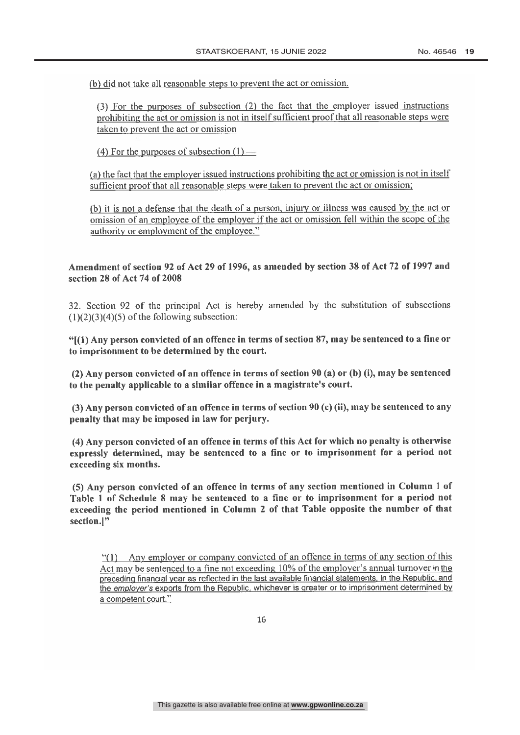(b) did not take all reasonable steps to prevent the act or omission.

(3) For the purposes of subsection (2) the fact that the employer issued instructions prohibiting the act or omission is not in itself sufficient proof that all reasonable steps were taken to prevent the act or omission

(4) For the purposes of subsection (1) —

(a) the fact that the employer issued instructions prohibiting the act or omission is not in itself sufficient proof that all reasonable steps were taken to prevent the act or omission;

(b) it is not a defense that the death of a person, injury or illness was caused by the act or omission of an employee of the employer if the act or omission fell within the scope of the authority or employment of the employee."

**Amendment of section 92 of Act 29 of 1996, as amended by section 38 of Act 72 of 1997 and section 28 of Act 74 of 2008**

32. Section 92 of the principal Act is hereby amended by the substitution of subsections (1)(2)(3)(4)(5) of the following subsection:

**"[(1) Any person convicted of an offence in terms of section 87, may be sentenced to a fine or to imprisonment to be determined by the court.**

**(2) Any person convicted of an offence in terms of section 90 (a) or (b) (i), may be sentenced to the penalty applicable to a similar offence in a magistrate's court.**

**(3) Any person convicted of an offence in terms of section 90 (c) (ii), may be sentenced to any penalty that may be imposed in law for perjury.**

**(4) Any person convicted of an offence in terms of this Act for which no penalty is otherwise expressly determined, may be sentenced to a fine or to imprisonment for a period not exceeding six months.**

**(5) Any person convicted of an offence in terms of any section mentioned in Column 1 of Table 1 of Schedule 8 may be sentenced to a fine or to imprisonment for a period not exceeding the period mentioned in Column 2 of that Table opposite the number of that section.]"**

"(1) Any employer or company convicted of an offence in terms of any section of this Act may be sentenced to a fine not exceeding 10% of the employer's annual turnover in the preceding financial year as reflected in the last available financial statements, in the Republic, and the *employer's* exports from the Republic, whichever is greater or to imprisonment determined by a competent court."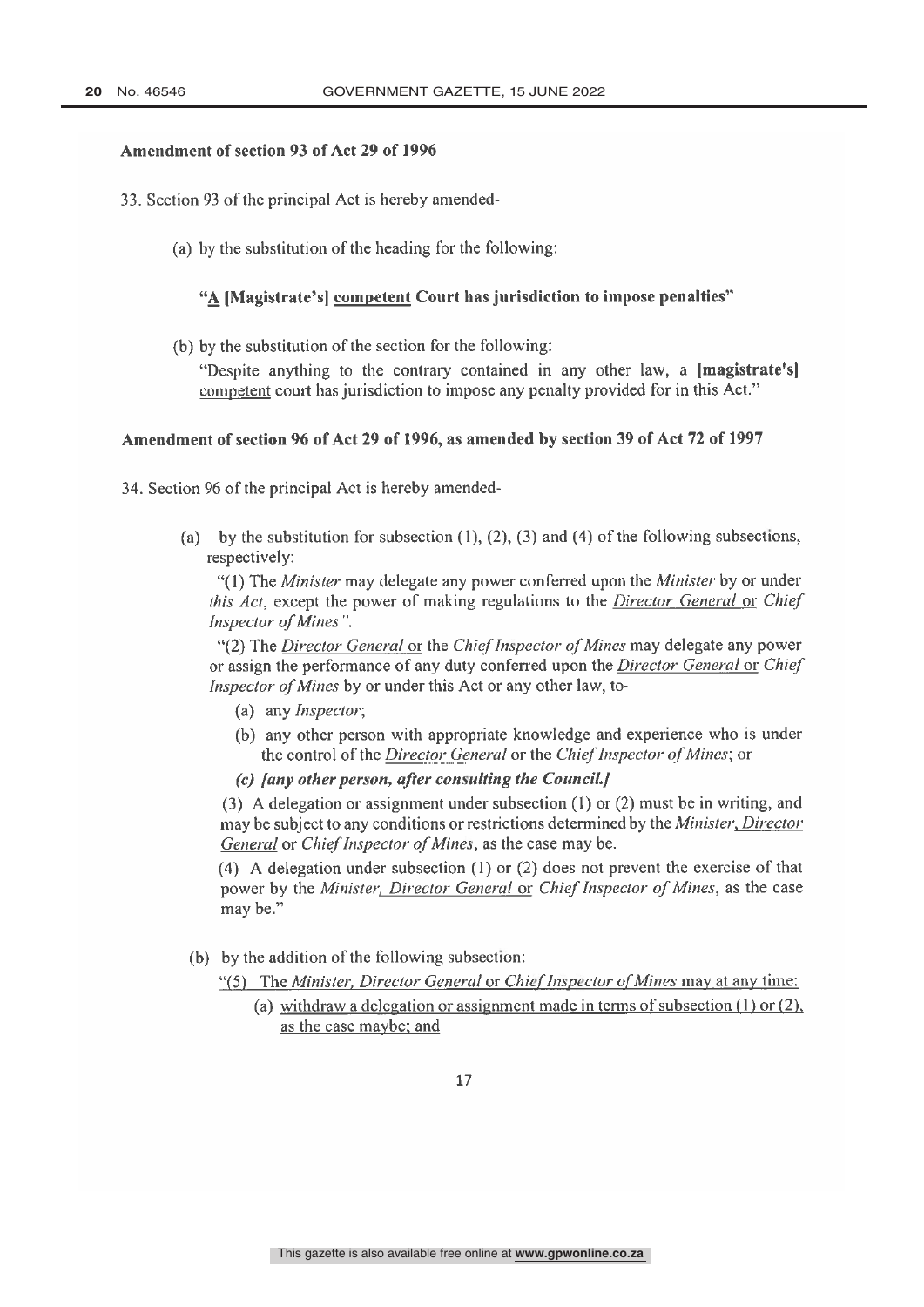**Amendment of section 93 of Act 29 of 1996**

33. Section 93 of the principal Act is hereby amended-

(a) by the substitution of the heading for the following:

**"A [Magistrate's] competent Court has jurisdiction to impose penalties"**

(b) by the substitution of the section for the following:

"Despite anything to the contrary contained in any other law, a **[magistrate's]** competent court has jurisdiction to impose any penalty provided for in this Act."

**Amendment of section 96 of Act 29 of 1996, as amended by section 39 of Act 72 of 1997**

34. Section 96 of the principal Act is hereby amended-

(a) by the substitution for subsection (1), (2), (3) and (4) of the following subsections, respectively:

"(1) The *Minister* may delegate any power conferred upon the *Minister* by or under *this Act*, except the power of making regulations to the *Director General* or *Chief Inspector of Mines*".

"(2) The *Director General* or the *Chief Inspector of Mines* may delegate any power or assign the performance of any duty conferred upon the *Director General* or *Chief Inspector of Mines* by or under this Act or any other law, to-

(a) any *Inspector*;

(b) any other person with appropriate knowledge and experience who is under the control of the *Director General* or the *Chief Inspector of Mines*; or

***(c) [any other person, after consulting the Council.]***

(3) A delegation or assignment under subsection (1) or (2) must be in writing, and may be subject to any conditions or restrictions determined by the *Minister, Director General* or *Chief Inspector of Mines*, as the case may be.

(4) A delegation under subsection (1) or (2) does not prevent the exercise of that power by the *Minister, Director General* or *Chief Inspector of Mines*, as the case may be."

(b) by the addition of the following subsection:

"(5) The *Minister, Director General* or *Chief Inspector of Mines* may at any time:

(a) withdraw a delegation or assignment made in terms of subsection (1) or (2), as the case maybe; and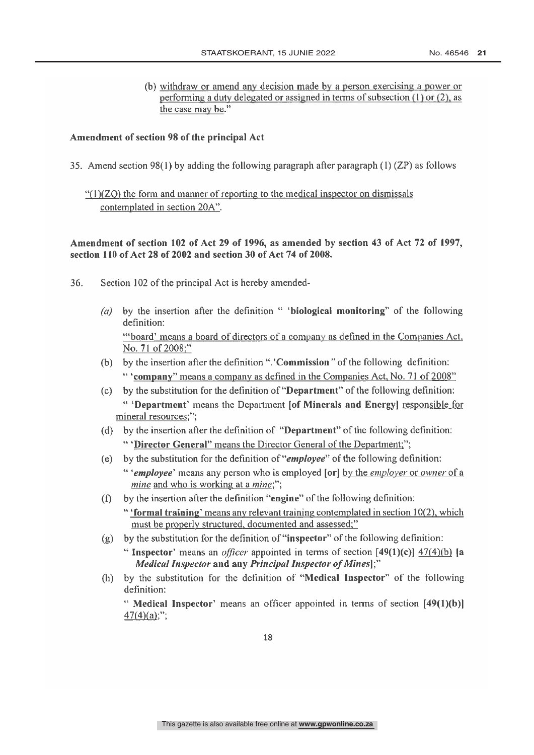(b) withdraw or amend any decision made by a person exercising a power or performing a duty delegated or assigned in terms of subsection (1) or (2), as the case may be."

**Amendment of section 98 of the principal Act**

35. Amend section 98(1) by adding the following paragraph after paragraph (1) (ZP) as follows

"(1)(ZQ) the form and manner of reporting to the medical inspector on dismissals contemplated in section 20A".

**Amendment of section 102 of Act 29 of 1996, as amended by section 43 of Act 72 of 1997, section 110 of Act 28 of 2002 and section 30 of Act 74 of 2008.**

36. Section 102 of the principal Act is hereby amended-

*(a)* by the insertion after the definition " '**biological monitoring**" of the following definition:

"'board' means a board of directors of a company as defined in the Companies Act, No. 71 of 2008;"

(b) by the insertion after the definition ".'**Commission**" of the following definition:

" '**company**" means a company as defined in the Companies Act, No. 71 of 2008"

(c) by the substitution for the definition of "**Department**" of the following definition:

" '**Department**' means the Department **[of Minerals and Energy]** responsible for mineral resources;";

(d) by the insertion after the definition of "**Department**" of the following definition:

" '**Director General**" means the Director General of the Department;";

(e) by the substitution for the definition of "***employee***" of the following definition:

" '***employee***' means any person who is employed **[or]** by the *employer* or *owner* of a *mine* and who is working at a *mine*;";

(f) by the insertion after the definition "**engine**" of the following definition:

" '**formal training**' means any relevant training contemplated in section 10(2), which must be properly structured, documented and assessed;"

(g) by the substitution for the definition of "**inspector**" of the following definition:

" **Inspector**' means an *officer* appointed in terms of section **[49(1)(c)]** 47(4)(b) **[a *Medical Inspector* and any *Principal Inspector of Mines*]**;"

(h) by the substitution for the definition of "**Medical Inspector**" of the following definition:

" **Medical Inspector**' means an officer appointed in terms of section **[49(1)(b)]** 47(4)(a);";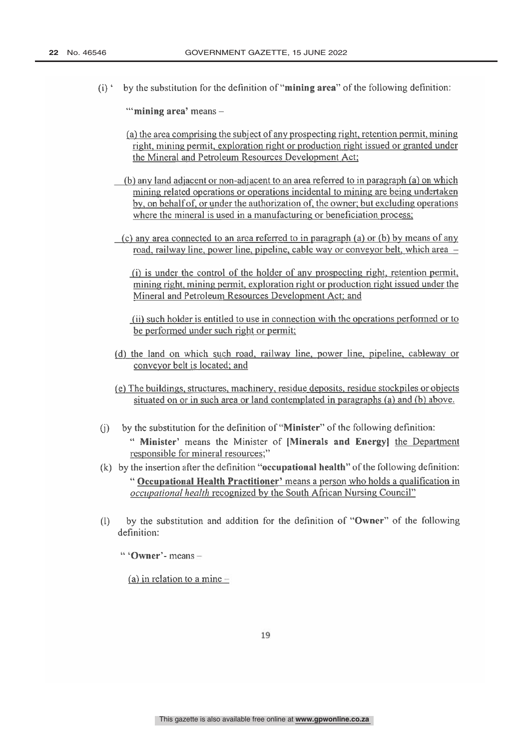(i) ' by the substitution for the definition of "**mining area**" of the following definition:

"'**mining area**' means –

(a) the area comprising the subject of any prospecting right, retention permit, mining right, mining permit, exploration right or production right issued or granted under the Mineral and Petroleum Resources Development Act;

(b) any land adjacent or non-adjacent to an area referred to in paragraph (a) on which mining related operations or operations incidental to mining are being undertaken by, on behalf of, or under the authorization of, the owner; but excluding operations where the mineral is used in a manufacturing or beneficiation process;

(c) any area connected to an area referred to in paragraph (a) or (b) by means of any road, railway line, power line, pipeline, cable way or conveyor belt, which area –

(i) is under the control of the holder of any prospecting right, retention permit, mining right, mining permit, exploration right or production right issued under the Mineral and Petroleum Resources Development Act; and

(ii) such holder is entitled to use in connection with the operations performed or to be performed under such right or permit;

(d) the land on which such road, railway line, power line, pipeline, cableway or conveyor belt is located; and

(e) The buildings, structures, machinery, residue deposits, residue stockpiles or objects situated on or in such area or land contemplated in paragraphs (a) and (b) above.

(j) by the substitution for the definition of "**Minister**" of the following definition:

" **Minister**' means the Minister of **[Minerals and Energy]** the Department responsible for mineral resources;"

(k) by the insertion after the definition "**occupational health**" of the following definition:

" **Occupational Health Practitioner'** means a person who holds a qualification in *occupational health* recognized by the South African Nursing Council"

(l) by the substitution and addition for the definition of "**Owner**" of the following definition:

" '**Owner**'- means –

(a) in relation to a mine –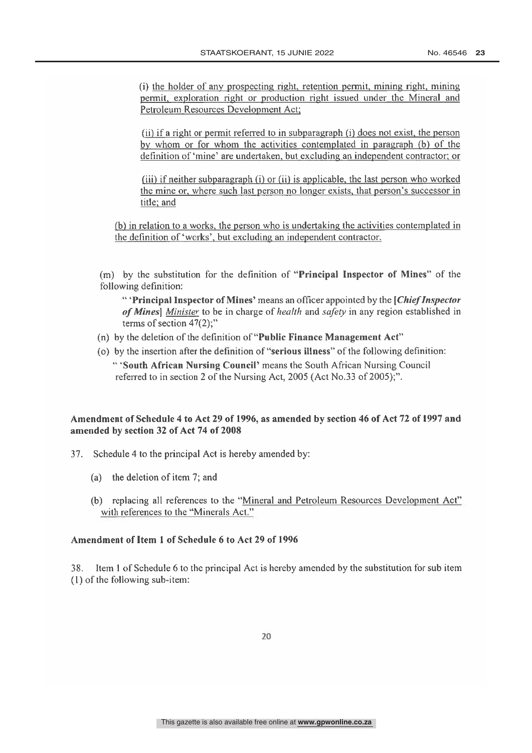(i) the holder of any prospecting right, retention permit, mining right, mining permit, exploration right or production right issued under the Mineral and Petroleum Resources Development Act;

(ii) if a right or permit referred to in subparagraph (i) does not exist, the person by whom or for whom the activities contemplated in paragraph (b) of the definition of 'mine' are undertaken, but excluding an independent contractor; or

(iii) if neither subparagraph (i) or (ii) is applicable, the last person who worked the mine or, where such last person no longer exists, that person's successor in title; and

(b) in relation to a works, the person who is undertaking the activities contemplated in the definition of 'works', but excluding an independent contractor.

(m) by the substitution for the definition of "**Principal Inspector of Mines**" of the following definition:

" '**Principal Inspector of Mines**' means an officer appointed by the **[*Chief Inspector of Mines*]** *Minister* to be in charge of *health* and *safety* in any region established in terms of section 47(2);"

(n) by the deletion of the definition of "**Public Finance Management Act**"

(o) by the insertion after the definition of "**serious illness**" of the following definition:

" '**South African Nursing Council**' means the South African Nursing Council referred to in section 2 of the Nursing Act, 2005 (Act No.33 of 2005);".

**Amendment of Schedule 4 to Act 29 of 1996, as amended by section 46 of Act 72 of 1997 and amended by section 32 of Act 74 of 2008**

37. Schedule 4 to the principal Act is hereby amended by:

(a) the deletion of item 7; and

(b) replacing all references to the "Mineral and Petroleum Resources Development Act" with references to the "Minerals Act."

**Amendment of Item 1 of Schedule 6 to Act 29 of 1996**

38. Item 1 of Schedule 6 to the principal Act is hereby amended by the substitution for sub item (1) of the following sub-item: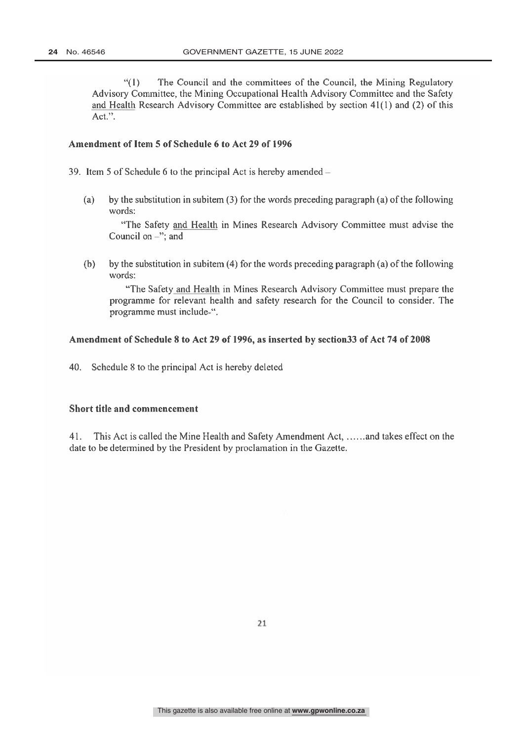"(1) The Council and the committees of the Council, the Mining Regulatory Advisory Committee, the Mining Occupational Health Advisory Committee and the Safety and Health Research Advisory Committee are established by section 41(1) and (2) of this Act.".

**Amendment of Item 5 of Schedule 6 to Act 29 of 1996**

39. Item 5 of Schedule 6 to the principal Act is hereby amended –

(a) by the substitution in subitem (3) for the words preceding paragraph (a) of the following words:

"The Safety and Health in Mines Research Advisory Committee must advise the Council on –"; and

(b) by the substitution in subitem (4) for the words preceding paragraph (a) of the following words:

"The Safety and Health in Mines Research Advisory Committee must prepare the programme for relevant health and safety research for the Council to consider. The programme must include-".

**Amendment of Schedule 8 to Act 29 of 1996, as inserted by section33 of Act 74 of 2008**

40. Schedule 8 to the principal Act is hereby deleted

**Short title and commencement**

41. This Act is called the Mine Health and Safety Amendment Act, ……and takes effect on the date to be determined by the President by proclamation in the Gazette.